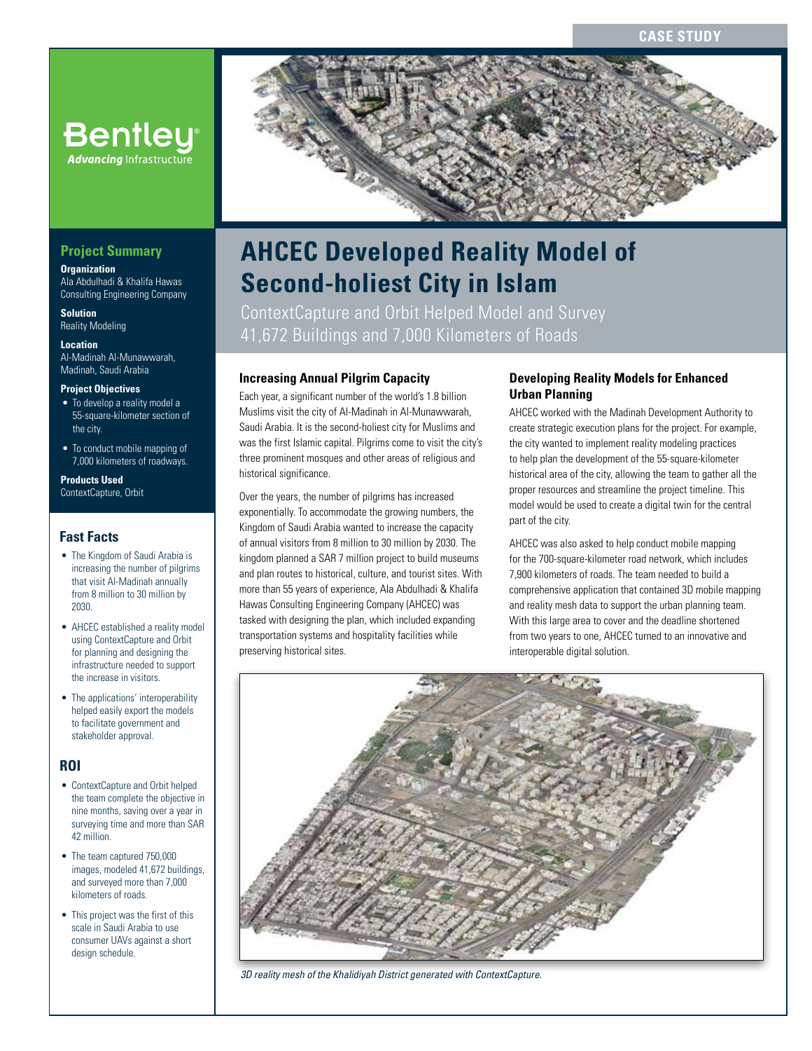CASE STUDY

# AHCEC Developed Reality Model of Second-holiest City in Islam

ContextCapture and Orbit Helped Model and Survey 41,672 Buildings and 7,000 Kilometers of Roads

## Project Summary

**Organization**
Ala Abdulhadi & Khalifa Hawas Consulting Engineering Company

**Solution**
Reality Modeling

**Location**
Al-Madinah Al-Munawwarah, Madinah, Saudi Arabia

**Project Objectives**

- To develop a reality model a 55-square-kilometer section of the city.
- To conduct mobile mapping of 7,000 kilometers of roadways.

**Products Used**
ContextCapture, Orbit

## Fast Facts

- The Kingdom of Saudi Arabia is increasing the number of pilgrims that visit Al-Madinah annually from 8 million to 30 million by 2030.
- AHCEC established a reality model using ContextCapture and Orbit for planning and designing the infrastructure needed to support the increase in visitors.
- The applications' interoperability helped easily export the models to facilitate government and stakeholder approval.

## ROI

- ContextCapture and Orbit helped the team complete the objective in nine months, saving over a year in surveying time and more than SAR 42 million.
- The team captured 750,000 images, modeled 41,672 buildings, and surveyed more than 7,000 kilometers of roads.
- This project was the first of this scale in Saudi Arabia to use consumer UAVs against a short design schedule.

### Increasing Annual Pilgrim Capacity

Each year, a significant number of the world's 1.8 billion Muslims visit the city of Al-Madinah in Al-Munawwarah, Saudi Arabia. It is the second-holiest city for Muslims and was the first Islamic capital. Pilgrims come to visit the city's three prominent mosques and other areas of religious and historical significance.

Over the years, the number of pilgrims has increased exponentially. To accommodate the growing numbers, the Kingdom of Saudi Arabia wanted to increase the capacity of annual visitors from 8 million to 30 million by 2030. The kingdom planned a SAR 7 million project to build museums and plan routes to historical, culture, and tourist sites. With more than 55 years of experience, Ala Abdulhadi & Khalifa Hawas Consulting Engineering Company (AHCEC) was tasked with designing the plan, which included expanding transportation systems and hospitality facilities while preserving historical sites.

### Developing Reality Models for Enhanced Urban Planning

AHCEC worked with the Madinah Development Authority to create strategic execution plans for the project. For example, the city wanted to implement reality modeling practices to help plan the development of the 55-square-kilometer historical area of the city, allowing the team to gather all the proper resources and streamline the project timeline. This model would be used to create a digital twin for the central part of the city.

AHCEC was also asked to help conduct mobile mapping for the 700-square-kilometer road network, which includes 7,900 kilometers of roads. The team needed to build a comprehensive application that contained 3D mobile mapping and reality mesh data to support the urban planning team. With this large area to cover and the deadline shortened from two years to one, AHCEC turned to an innovative and interoperable digital solution.

*3D reality mesh of the Khalidiyah District generated with ContextCapture.*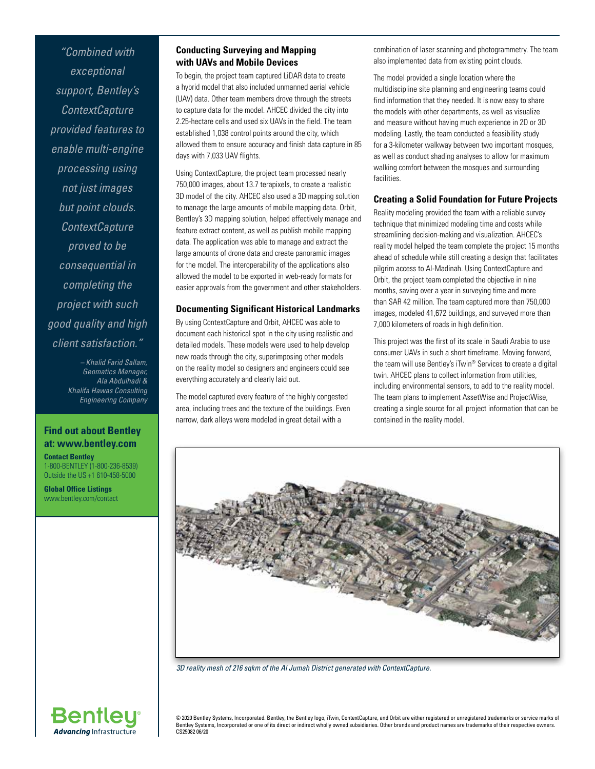*"Combined with exceptional support, Bentley's ContextCapture provided features to enable multi-engine processing using not just images but point clouds. ContextCapture proved to be consequential in completing the project with such good quality and high client satisfaction."*

*– Khalid Farid Sallam, Geomatics Manager, Ala Abdulhadi & Khalifa Hawas Consulting Engineering Company*

**Find out about Bentley at: www.bentley.com**

**Contact Bentley**
1-800-BENTLEY (1-800-236-8539)
Outside the US +1 610-458-5000

**Global Office Listings**
www.bentley.com/contact

### Conducting Surveying and Mapping with UAVs and Mobile Devices

To begin, the project team captured LiDAR data to create a hybrid model that also included unmanned aerial vehicle (UAV) data. Other team members drove through the streets to capture data for the model. AHCEC divided the city into 2.25-hectare cells and used six UAVs in the field. The team established 1,038 control points around the city, which allowed them to ensure accuracy and finish data capture in 85 days with 7,033 UAV flights.

Using ContextCapture, the project team processed nearly 750,000 images, about 13.7 terapixels, to create a realistic 3D model of the city. AHCEC also used a 3D mapping solution to manage the large amounts of mobile mapping data. Orbit, Bentley's 3D mapping solution, helped effectively manage and feature extract content, as well as publish mobile mapping data. The application was able to manage and extract the large amounts of drone data and create panoramic images for the model. The interoperability of the applications also allowed the model to be exported in web-ready formats for easier approvals from the government and other stakeholders.

### Documenting Significant Historical Landmarks

By using ContextCapture and Orbit, AHCEC was able to document each historical spot in the city using realistic and detailed models. These models were used to help develop new roads through the city, superimposing other models on the reality model so designers and engineers could see everything accurately and clearly laid out.

The model captured every feature of the highly congested area, including trees and the texture of the buildings. Even narrow, dark alleys were modeled in great detail with a combination of laser scanning and photogrammetry. The team also implemented data from existing point clouds.

The model provided a single location where the multidiscipline site planning and engineering teams could find information that they needed. It is now easy to share the models with other departments, as well as visualize and measure without having much experience in 2D or 3D modeling. Lastly, the team conducted a feasibility study for a 3-kilometer walkway between two important mosques, as well as conduct shading analyses to allow for maximum walking comfort between the mosques and surrounding facilities.

### Creating a Solid Foundation for Future Projects

Reality modeling provided the team with a reliable survey technique that minimized modeling time and costs while streamlining decision-making and visualization. AHCEC's reality model helped the team complete the project 15 months ahead of schedule while still creating a design that facilitates pilgrim access to Al-Madinah. Using ContextCapture and Orbit, the project team completed the objective in nine months, saving over a year in surveying time and more than SAR 42 million. The team captured more than 750,000 images, modeled 41,672 buildings, and surveyed more than 7,000 kilometers of roads in high definition.

This project was the first of its scale in Saudi Arabia to use consumer UAVs in such a short timeframe. Moving forward, the team will use Bentley's iTwin® Services to create a digital twin. AHCEC plans to collect information from utilities, including environmental sensors, to add to the reality model. The team plans to implement AssetWise and ProjectWise, creating a single source for all project information that can be contained in the reality model.

*3D reality mesh of 216 sqkm of the Al Jumah District generated with ContextCapture.*

© 2020 Bentley Systems, Incorporated. Bentley, the Bentley logo, iTwin, ContextCapture, and Orbit are either registered or unregistered trademarks or service marks of Bentley Systems, Incorporated or one of its direct or indirect wholly owned subsidiaries. Other brands and product names are trademarks of their respective owners. CS25082 06/20